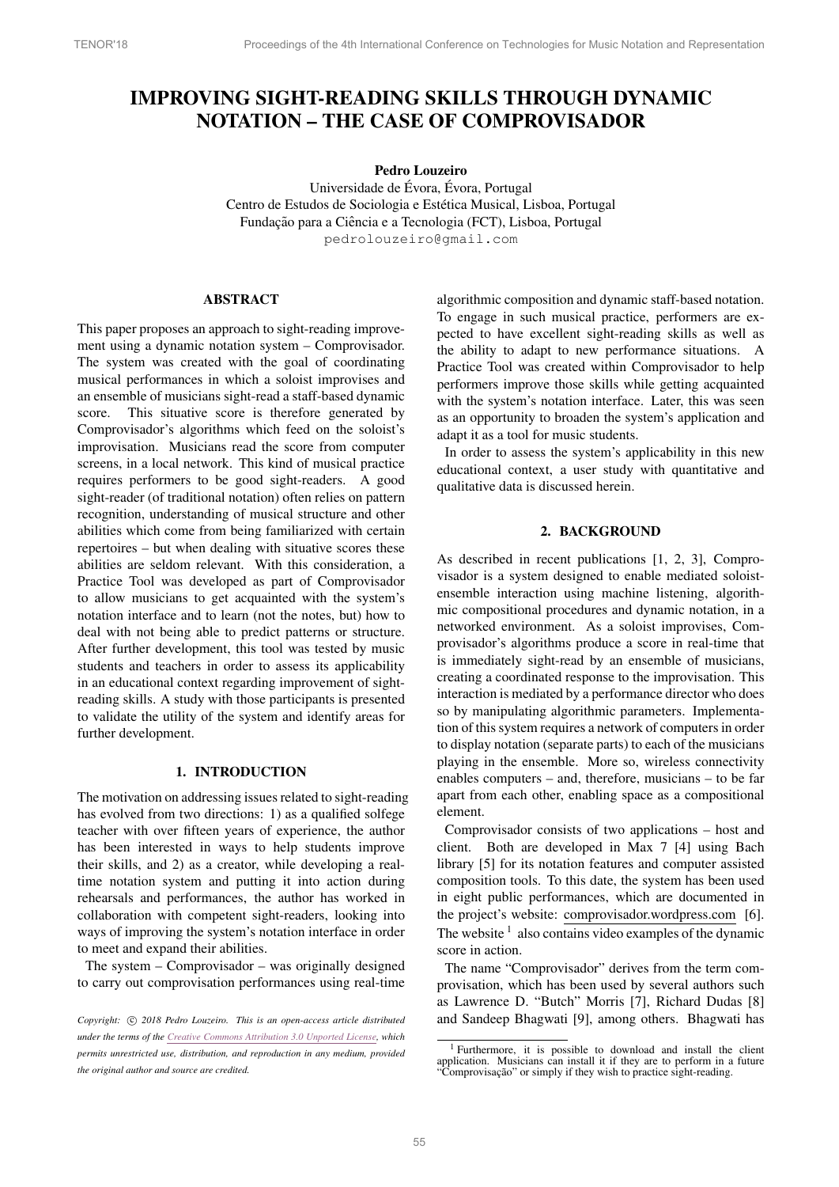# IMPROVING SIGHT-READING SKILLS THROUGH DYNAMIC NOTATION – THE CASE OF COMPROVISADOR

**Pedro Louzeiro**
Universidade de Évora, Évora, Portugal
Centro de Estudos de Sociologia e Estética Musical, Lisboa, Portugal
Fundação para a Ciência e a Tecnologia (FCT), Lisboa, Portugal
pedrolouzeiro@gmail.com

## ABSTRACT

This paper proposes an approach to sight-reading improvement using a dynamic notation system – Comprovisador. The system was created with the goal of coordinating musical performances in which a soloist improvises and an ensemble of musicians sight-read a staff-based dynamic score. This situative score is therefore generated by Comprovisador's algorithms which feed on the soloist's improvisation. Musicians read the score from computer screens, in a local network. This kind of musical practice requires performers to be good sight-readers. A good sight-reader (of traditional notation) often relies on pattern recognition, understanding of musical structure and other abilities which come from being familiarized with certain repertoires – but when dealing with situative scores these abilities are seldom relevant. With this consideration, a Practice Tool was developed as part of Comprovisador to allow musicians to get acquainted with the system's notation interface and to learn (not the notes, but) how to deal with not being able to predict patterns or structure. After further development, this tool was tested by music students and teachers in order to assess its applicability in an educational context regarding improvement of sight-reading skills. A study with those participants is presented to validate the utility of the system and identify areas for further development.

## 1. INTRODUCTION

The motivation on addressing issues related to sight-reading has evolved from two directions: 1) as a qualified solfege teacher with over fifteen years of experience, the author has been interested in ways to help students improve their skills, and 2) as a creator, while developing a real-time notation system and putting it into action during rehearsals and performances, the author has worked in collaboration with competent sight-readers, looking into ways of improving the system's notation interface in order to meet and expand their abilities.

The system – Comprovisador – was originally designed to carry out comprovisation performances using real-time algorithmic composition and dynamic staff-based notation. To engage in such musical practice, performers are expected to have excellent sight-reading skills as well as the ability to adapt to new performance situations. A Practice Tool was created within Comprovisador to help performers improve those skills while getting acquainted with the system's notation interface. Later, this was seen as an opportunity to broaden the system's application and adapt it as a tool for music students.

In order to assess the system's applicability in this new educational context, a user study with quantitative and qualitative data is discussed herein.

## 2. BACKGROUND

As described in recent publications [1, 2, 3], Comprovisador is a system designed to enable mediated soloist-ensemble interaction using machine listening, algorithmic compositional procedures and dynamic notation, in a networked environment. As a soloist improvises, Comprovisador's algorithms produce a score in real-time that is immediately sight-read by an ensemble of musicians, creating a coordinated response to the improvisation. This interaction is mediated by a performance director who does so by manipulating algorithmic parameters. Implementation of this system requires a network of computers in order to display notation (separate parts) to each of the musicians playing in the ensemble. More so, wireless connectivity enables computers – and, therefore, musicians – to be far apart from each other, enabling space as a compositional element.

Comprovisador consists of two applications – host and client. Both are developed in Max 7 [4] using Bach library [5] for its notation features and computer assisted composition tools. To this date, the system has been used in eight public performances, which are documented in the project's website: comprovisador.wordpress.com [6]. The website [1] also contains video examples of the dynamic score in action.

The name "Comprovisador" derives from the term comprovisation, which has been used by several authors such as Lawrence D. "Butch" Morris [7], Richard Dudas [8] and Sandeep Bhagwati [9], among others. Bhagwati has

[1] Furthermore, it is possible to download and install the client application. Musicians can install it if they are to perform in a future "Comprovisação" or simply if they wish to practice sight-reading.

*Copyright: © 2018 Pedro Louzeiro. This is an open-access article distributed under the terms of the Creative Commons Attribution 3.0 Unported License, which permits unrestricted use, distribution, and reproduction in any medium, provided the original author and source are credited.*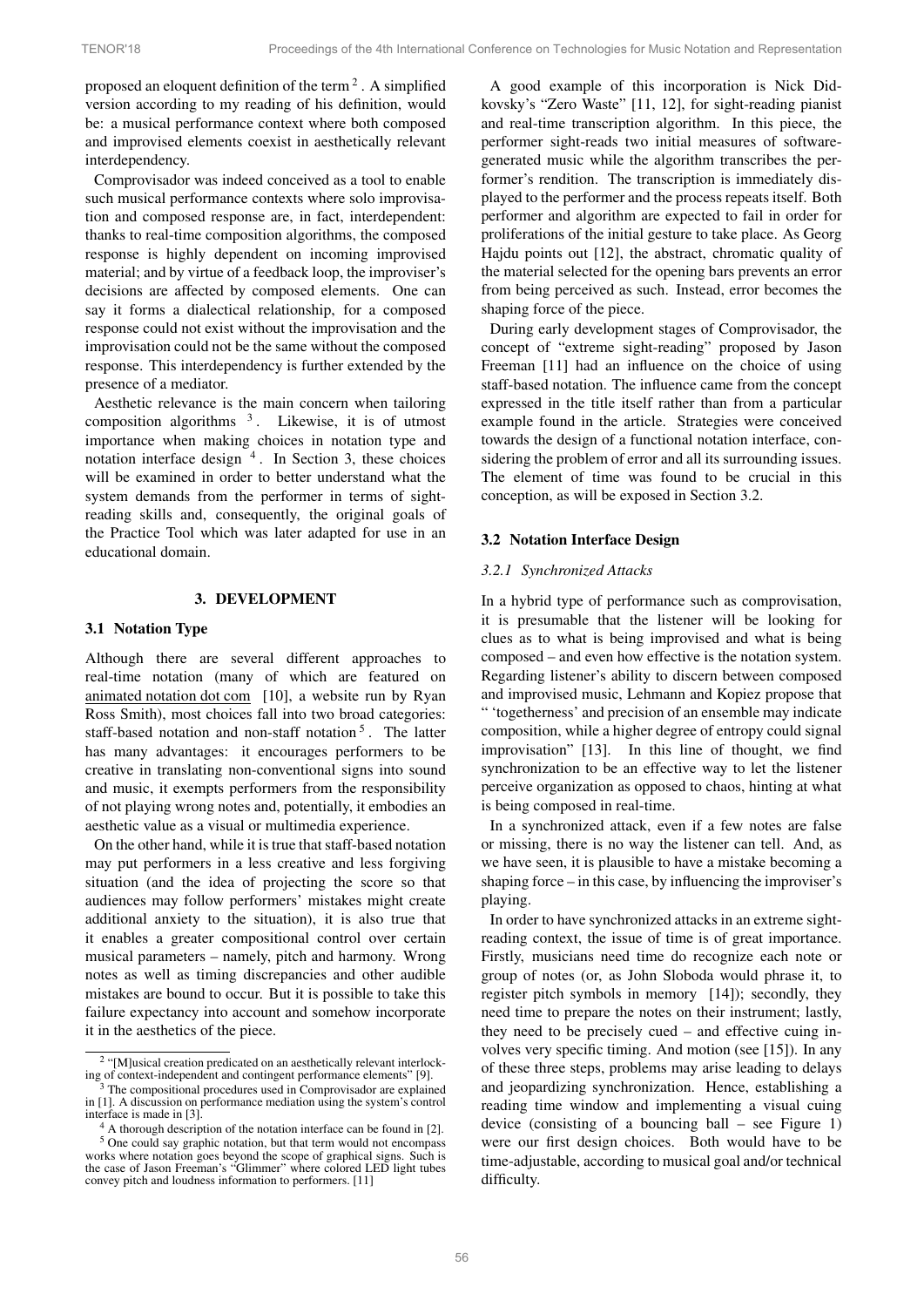proposed an eloquent definition of the term [2]. A simplified version according to my reading of his definition, would be: a musical performance context where both composed and improvised elements coexist in aesthetically relevant interdependency.

Comprovisador was indeed conceived as a tool to enable such musical performance contexts where solo improvisation and composed response are, in fact, interdependent: thanks to real-time composition algorithms, the composed response is highly dependent on incoming improvised material; and by virtue of a feedback loop, the improviser's decisions are affected by composed elements. One can say it forms a dialectical relationship, for a composed response could not exist without the improvisation and the improvisation could not be the same without the composed response. This interdependency is further extended by the presence of a mediator.

Aesthetic relevance is the main concern when tailoring composition algorithms [3]. Likewise, it is of utmost importance when making choices in notation type and notation interface design [4]. In Section 3, these choices will be examined in order to better understand what the system demands from the performer in terms of sight-reading skills and, consequently, the original goals of the Practice Tool which was later adapted for use in an educational domain.

## 3. DEVELOPMENT

### 3.1 Notation Type

Although there are several different approaches to real-time notation (many of which are featured on <u>animated notation dot com</u> [10], a website run by Ryan Ross Smith), most choices fall into two broad categories: staff-based notation and non-staff notation [5]. The latter has many advantages: it encourages performers to be creative in translating non-conventional signs into sound and music, it exempts performers from the responsibility of not playing wrong notes and, potentially, it embodies an aesthetic value as a visual or multimedia experience.

On the other hand, while it is true that staff-based notation may put performers in a less creative and less forgiving situation (and the idea of projecting the score so that audiences may follow performers' mistakes might create additional anxiety to the situation), it is also true that it enables a greater compositional control over certain musical parameters – namely, pitch and harmony. Wrong notes as well as timing discrepancies and other audible mistakes are bound to occur. But it is possible to take this failure expectancy into account and somehow incorporate it in the aesthetics of the piece.

A good example of this incorporation is Nick Didkovsky's "Zero Waste" [11, 12], for sight-reading pianist and real-time transcription algorithm. In this piece, the performer sight-reads two initial measures of software-generated music while the algorithm transcribes the performer's rendition. The transcription is immediately displayed to the performer and the process repeats itself. Both performer and algorithm are expected to fail in order for proliferations of the initial gesture to take place. As Georg Hajdu points out [12], the abstract, chromatic quality of the material selected for the opening bars prevents an error from being perceived as such. Instead, error becomes the shaping force of the piece.

During early development stages of Comprovisador, the concept of "extreme sight-reading" proposed by Jason Freeman [11] had an influence on the choice of using staff-based notation. The influence came from the concept expressed in the title itself rather than from a particular example found in the article. Strategies were conceived towards the design of a functional notation interface, considering the problem of error and all its surrounding issues. The element of time was found to be crucial in this conception, as will be exposed in Section 3.2.

### 3.2 Notation Interface Design

#### *3.2.1 Synchronized Attacks*

In a hybrid type of performance such as comprovisation, it is presumable that the listener will be looking for clues as to what is being improvised and what is being composed – and even how effective is the notation system. Regarding listener's ability to discern between composed and improvised music, Lehmann and Kopiez propose that " 'togetherness' and precision of an ensemble may indicate composition, while a higher degree of entropy could signal improvisation" [13]. In this line of thought, we find synchronization to be an effective way to let the listener perceive organization as opposed to chaos, hinting at what is being composed in real-time.

In a synchronized attack, even if a few notes are false or missing, there is no way the listener can tell. And, as we have seen, it is plausible to have a mistake becoming a shaping force – in this case, by influencing the improviser's playing.

In order to have synchronized attacks in an extreme sight-reading context, the issue of time is of great importance. Firstly, musicians need time do recognize each note or group of notes (or, as John Sloboda would phrase it, to register pitch symbols in memory [14]); secondly, they need time to prepare the notes on their instrument; lastly, they need to be precisely cued – and effective cuing involves very specific timing. And motion (see [15]). In any of these three steps, problems may arise leading to delays and jeopardizing synchronization. Hence, establishing a reading time window and implementing a visual cuing device (consisting of a bouncing ball – see Figure 1) were our first design choices. Both would have to be time-adjustable, according to musical goal and/or technical difficulty.

---

[2] "[M]usical creation predicated on an aesthetically relevant interlocking of context-independent and contingent performance elements" [9].

[3] The compositional procedures used in Comprovisador are explained in [1]. A discussion on performance mediation using the system's control interface is made in [3].

[4] A thorough description of the notation interface can be found in [2].

[5] One could say graphic notation, but that term would not encompass works where notation goes beyond the scope of graphical signs. Such is the case of Jason Freeman's "Glimmer" where colored LED light tubes convey pitch and loudness information to performers. [11]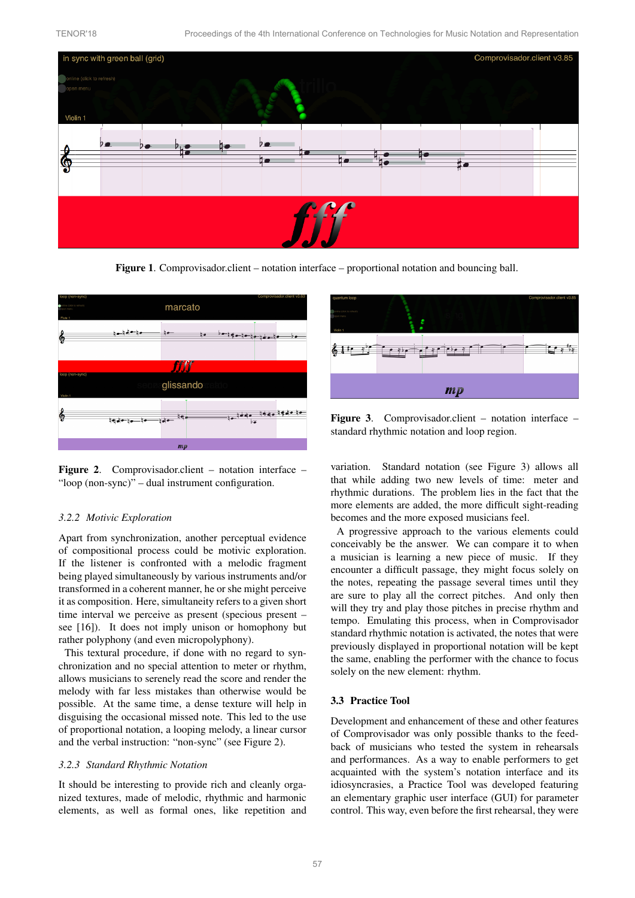Figure 1. Comprovisador.client – notation interface – proportional notation and bouncing ball.

Figure 2. Comprovisador.client – notation interface – “loop (non-sync)” – dual instrument configuration.

Figure 3. Comprovisador.client – notation interface – standard rhythmic notation and loop region.

#### 3.2.2 Motivic Exploration

Apart from synchronization, another perceptual evidence of compositional process could be motivic exploration. If the listener is confronted with a melodic fragment being played simultaneously by various instruments and/or transformed in a coherent manner, he or she might perceive it as composition. Here, simultaneity refers to a given short time interval we perceive as present (specious present – see [16]). It does not imply unison or homophony but rather polyphony (and even micropolyphony).

This textural procedure, if done with no regard to synchronization and no special attention to meter or rhythm, allows musicians to serenely read the score and render the melody with far less mistakes than otherwise would be possible. At the same time, a dense texture will help in disguising the occasional missed note. This led to the use of proportional notation, a looping melody, a linear cursor and the verbal instruction: “non-sync” (see Figure 2).

#### 3.2.3 Standard Rhythmic Notation

It should be interesting to provide rich and cleanly organized textures, made of melodic, rhythmic and harmonic elements, as well as formal ones, like repetition and variation. Standard notation (see Figure 3) allows all that while adding two new levels of time: meter and rhythmic durations. The problem lies in the fact that the more elements are added, the more difficult sight-reading becomes and the more exposed musicians feel.

A progressive approach to the various elements could conceivably be the answer. We can compare it to when a musician is learning a new piece of music. If they encounter a difficult passage, they might focus solely on the notes, repeating the passage several times until they are sure to play all the correct pitches. And only then will they try and play those pitches in precise rhythm and tempo. Emulating this process, when in Comprovisador standard rhythmic notation is activated, the notes that were previously displayed in proportional notation will be kept the same, enabling the performer with the chance to focus solely on the new element: rhythm.

### 3.3 Practice Tool

Development and enhancement of these and other features of Comprovisador was only possible thanks to the feedback of musicians who tested the system in rehearsals and performances. As a way to enable performers to get acquainted with the system’s notation interface and its idiosyncrasies, a Practice Tool was developed featuring an elementary graphic user interface (GUI) for parameter control. This way, even before the first rehearsal, they were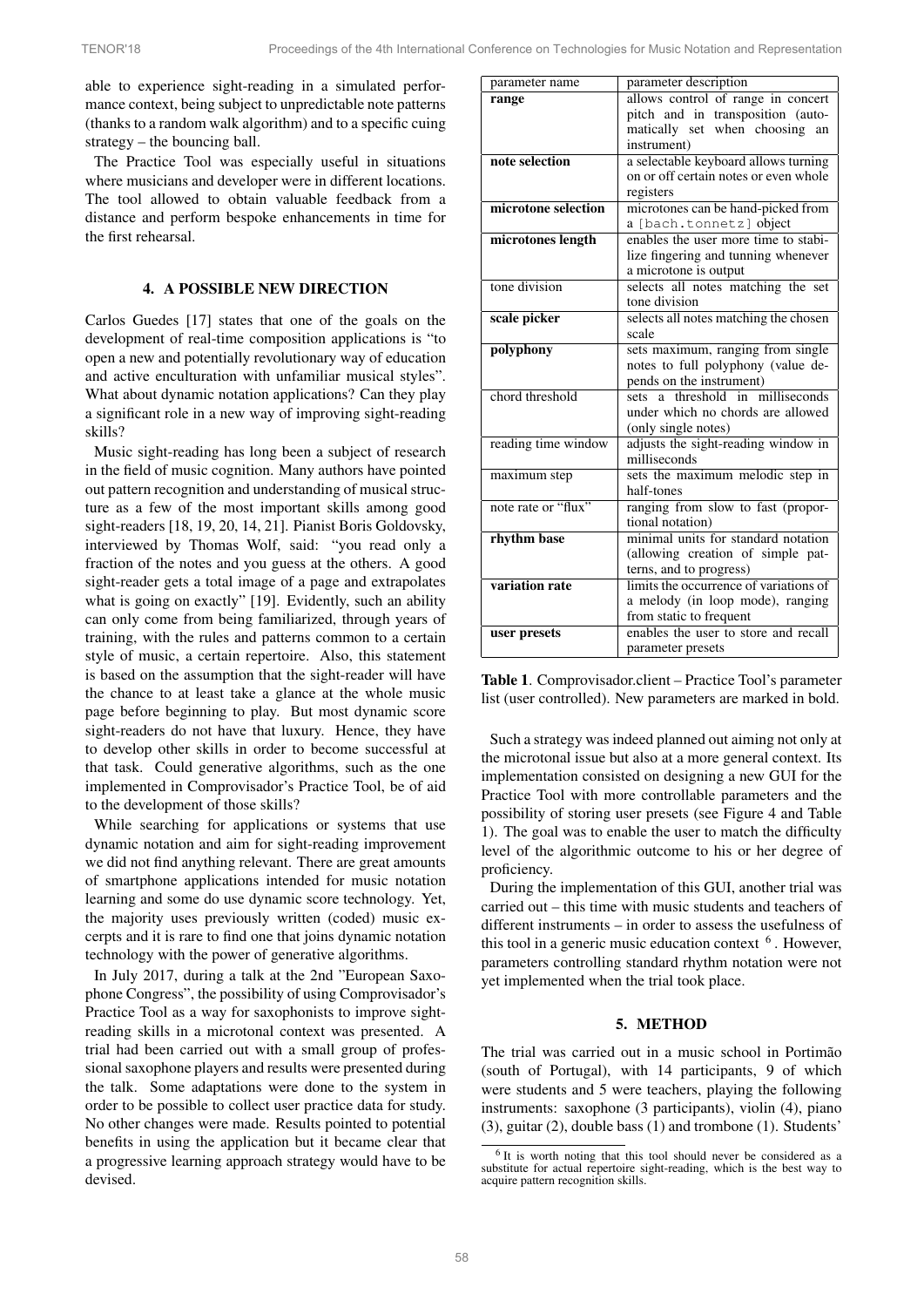able to experience sight-reading in a simulated performance context, being subject to unpredictable note patterns (thanks to a random walk algorithm) and to a specific cuing strategy – the bouncing ball.

The Practice Tool was especially useful in situations where musicians and developer were in different locations. The tool allowed to obtain valuable feedback from a distance and perform bespoke enhancements in time for the first rehearsal.

## 4. A POSSIBLE NEW DIRECTION

Carlos Guedes [17] states that one of the goals on the development of real-time composition applications is "to open a new and potentially revolutionary way of education and active enculturation with unfamiliar musical styles". What about dynamic notation applications? Can they play a significant role in a new way of improving sight-reading skills?

Music sight-reading has long been a subject of research in the field of music cognition. Many authors have pointed out pattern recognition and understanding of musical structure as a few of the most important skills among good sight-readers [18, 19, 20, 14, 21]. Pianist Boris Goldovsky, interviewed by Thomas Wolf, said: "you read only a fraction of the notes and you guess at the others. A good sight-reader gets a total image of a page and extrapolates what is going on exactly" [19]. Evidently, such an ability can only come from being familiarized, through years of training, with the rules and patterns common to a certain style of music, a certain repertoire. Also, this statement is based on the assumption that the sight-reader will have the chance to at least take a glance at the whole music page before beginning to play. But most dynamic score sight-readers do not have that luxury. Hence, they have to develop other skills in order to become successful at that task. Could generative algorithms, such as the one implemented in Comprovisador's Practice Tool, be of aid to the development of those skills?

While searching for applications or systems that use dynamic notation and aim for sight-reading improvement we did not find anything relevant. There are great amounts of smartphone applications intended for music notation learning and some do use dynamic score technology. Yet, the majority uses previously written (coded) music excerpts and it is rare to find one that joins dynamic notation technology with the power of generative algorithms.

In July 2017, during a talk at the 2nd "European Saxophone Congress", the possibility of using Comprovisador's Practice Tool as a way for saxophonists to improve sight-reading skills in a microtonal context was presented. A trial had been carried out with a small group of professional saxophone players and results were presented during the talk. Some adaptations were done to the system in order to be possible to collect user practice data for study. No other changes were made. Results pointed to potential benefits in using the application but it became clear that a progressive learning approach strategy would have to be devised.

| parameter name | parameter description |
|---|---|
| **range** | allows control of range in concert pitch and in transposition (automatically set when choosing an instrument) |
| **note selection** | a selectable keyboard allows turning on or off certain notes or even whole registers |
| **microtone selection** | microtones can be hand-picked from a `[bach.tonnetz]` object |
| **microtones length** | enables the user more time to stabilize fingering and tunning whenever a microtone is output |
| tone division | selects all notes matching the set tone division |
| **scale picker** | selects all notes matching the chosen scale |
| **polyphony** | sets maximum, ranging from single notes to full polyphony (value depends on the instrument) |
| chord threshold | sets a threshold in milliseconds under which no chords are allowed (only single notes) |
| reading time window | adjusts the sight-reading window in milliseconds |
| maximum step | sets the maximum melodic step in half-tones |
| note rate or "flux" | ranging from slow to fast (proportional notation) |
| **rhythm base** | minimal units for standard notation (allowing creation of simple patterns, and to progress) |
| **variation rate** | limits the occurrence of variations of a melody (in loop mode), ranging from static to frequent |
| **user presets** | enables the user to store and recall parameter presets |

**Table 1**. Comprovisador.client – Practice Tool's parameter list (user controlled). New parameters are marked in bold.

Such a strategy was indeed planned out aiming not only at the microtonal issue but also at a more general context. Its implementation consisted on designing a new GUI for the Practice Tool with more controllable parameters and the possibility of storing user presets (see Figure 4 and Table 1). The goal was to enable the user to match the difficulty level of the algorithmic outcome to his or her degree of proficiency.

During the implementation of this GUI, another trial was carried out – this time with music students and teachers of different instruments – in order to assess the usefulness of this tool in a generic music education context [6]. However, parameters controlling standard rhythm notation were not yet implemented when the trial took place.

## 5. METHOD

The trial was carried out in a music school in Portimão (south of Portugal), with 14 participants, 9 of which were students and 5 were teachers, playing the following instruments: saxophone (3 participants), violin (4), piano (3), guitar (2), double bass (1) and trombone (1). Students'

[6] It is worth noting that this tool should never be considered as a substitute for actual repertoire sight-reading, which is the best way to acquire pattern recognition skills.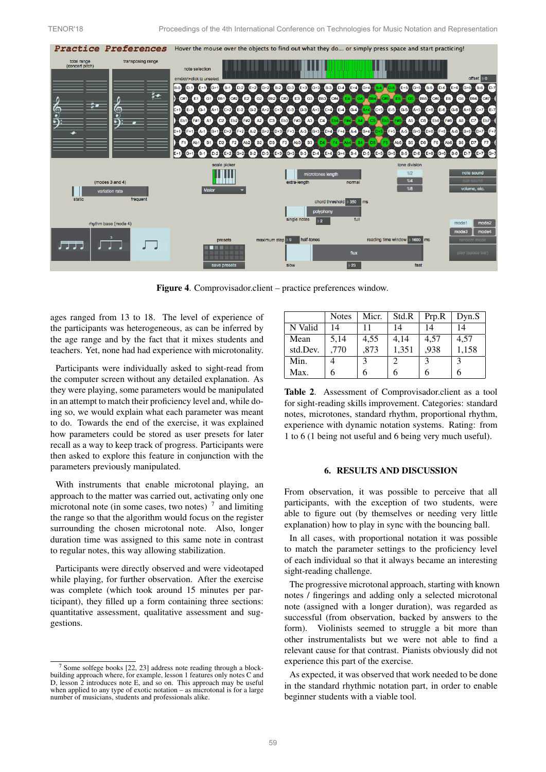**Figure 4**. Comprovisador.client – practice preferences window.

ages ranged from 13 to 18. The level of experience of the participants was heterogeneous, as can be inferred by the age range and by the fact that it mixes students and teachers. Yet, none had had experience with microtonality.

Participants were individually asked to sight-read from the computer screen without any detailed explanation. As they were playing, some parameters would be manipulated in an attempt to match their proficiency level and, while doing so, we would explain what each parameter was meant to do. Towards the end of the exercise, it was explained how parameters could be stored as user presets for later recall as a way to keep track of progress. Participants were then asked to explore this feature in conjunction with the parameters previously manipulated.

With instruments that enable microtonal playing, an approach to the matter was carried out, activating only one microtonal note (in some cases, two notes) [7] and limiting the range so that the algorithm would focus on the register surrounding the chosen microtonal note. Also, longer duration time was assigned to this same note in contrast to regular notes, this way allowing stabilization.

Participants were directly observed and were videotaped while playing, for further observation. After the exercise was complete (which took around 15 minutes per participant), they filled up a form containing three sections: quantitative assessment, qualitative assessment and suggestions.

[7] Some solfege books [22, 23] address note reading through a block-building approach where, for example, lesson 1 features only notes C and D, lesson 2 introduces note E, and so on. This approach may be useful when applied to any type of exotic notation – as microtonal is for a large number of musicians, students and professionals alike.

| | Notes | Micr. | Std.R | Prp.R | Dyn.S |
|---|---|---|---|---|---|
| N Valid | 14 | 11 | 14 | 14 | 14 |
| Mean | 5,14 | 4,55 | 4,14 | 4,57 | 4,57 |
| std.Dev. | ,770 | ,873 | 1,351 | ,938 | 1,158 |
| Min. | 4 | 3 | 2 | 3 | 3 |
| Max. | 6 | 6 | 6 | 6 | 6 |

**Table 2**. Assessment of Comprovisador.client as a tool for sight-reading skills improvement. Categories: standard notes, microtones, standard rhythm, proportional rhythm, experience with dynamic notation systems. Rating: from 1 to 6 (1 being not useful and 6 being very much useful).

## 6. RESULTS AND DISCUSSION

From observation, it was possible to perceive that all participants, with the exception of two students, were able to figure out (by themselves or needing very little explanation) how to play in sync with the bouncing ball.

In all cases, with proportional notation it was possible to match the parameter settings to the proficiency level of each individual so that it always became an interesting sight-reading challenge.

The progressive microtonal approach, starting with known notes / fingerings and adding only a selected microtonal note (assigned with a longer duration), was regarded as successful (from observation, backed by answers to the form). Violinists seemed to struggle a bit more than other instrumentalists but we were not able to find a relevant cause for that contrast. Pianists obviously did not experience this part of the exercise.

As expected, it was observed that work needed to be done in the standard rhythmic notation part, in order to enable beginner students with a viable tool.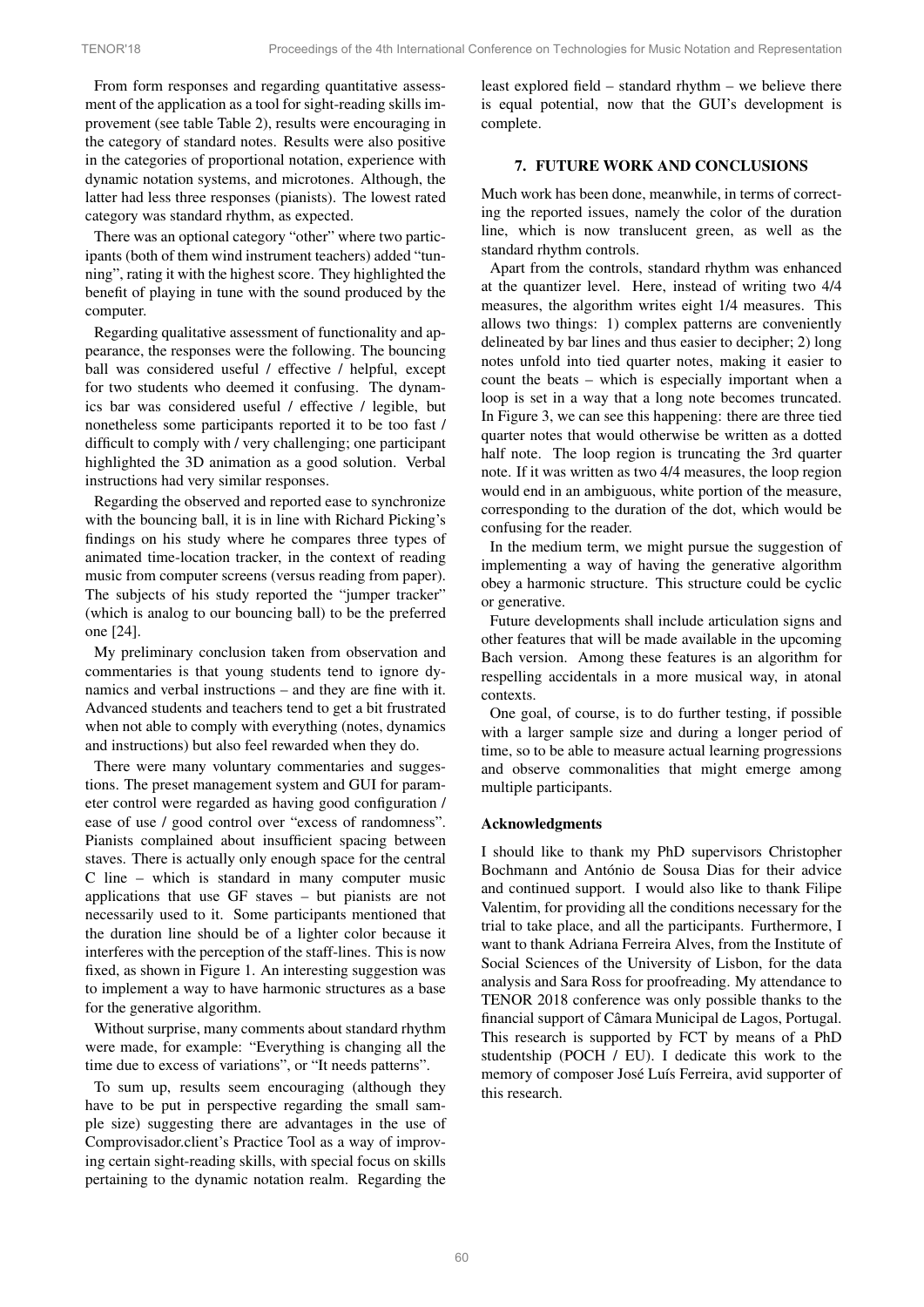From form responses and regarding quantitative assessment of the application as a tool for sight-reading skills improvement (see table Table 2), results were encouraging in the category of standard notes. Results were also positive in the categories of proportional notation, experience with dynamic notation systems, and microtones. Although, the latter had less three responses (pianists). The lowest rated category was standard rhythm, as expected.

There was an optional category "other" where two participants (both of them wind instrument teachers) added "tunning", rating it with the highest score. They highlighted the benefit of playing in tune with the sound produced by the computer.

Regarding qualitative assessment of functionality and appearance, the responses were the following. The bouncing ball was considered useful / effective / helpful, except for two students who deemed it confusing. The dynamics bar was considered useful / effective / legible, but nonetheless some participants reported it to be too fast / difficult to comply with / very challenging; one participant highlighted the 3D animation as a good solution. Verbal instructions had very similar responses.

Regarding the observed and reported ease to synchronize with the bouncing ball, it is in line with Richard Picking's findings on his study where he compares three types of animated time-location tracker, in the context of reading music from computer screens (versus reading from paper). The subjects of his study reported the "jumper tracker" (which is analog to our bouncing ball) to be the preferred one [24].

My preliminary conclusion taken from observation and commentaries is that young students tend to ignore dynamics and verbal instructions – and they are fine with it. Advanced students and teachers tend to get a bit frustrated when not able to comply with everything (notes, dynamics and instructions) but also feel rewarded when they do.

There were many voluntary commentaries and suggestions. The preset management system and GUI for parameter control were regarded as having good configuration / ease of use / good control over "excess of randomness". Pianists complained about insufficient spacing between staves. There is actually only enough space for the central C line – which is standard in many computer music applications that use GF staves – but pianists are not necessarily used to it. Some participants mentioned that the duration line should be of a lighter color because it interferes with the perception of the staff-lines. This is now fixed, as shown in Figure 1. An interesting suggestion was to implement a way to have harmonic structures as a base for the generative algorithm.

Without surprise, many comments about standard rhythm were made, for example: "Everything is changing all the time due to excess of variations", or "It needs patterns".

To sum up, results seem encouraging (although they have to be put in perspective regarding the small sample size) suggesting there are advantages in the use of Comprovisador.client's Practice Tool as a way of improving certain sight-reading skills, with special focus on skills pertaining to the dynamic notation realm. Regarding the least explored field – standard rhythm – we believe there is equal potential, now that the GUI's development is complete.

## 7. FUTURE WORK AND CONCLUSIONS

Much work has been done, meanwhile, in terms of correcting the reported issues, namely the color of the duration line, which is now translucent green, as well as the standard rhythm controls.

Apart from the controls, standard rhythm was enhanced at the quantizer level. Here, instead of writing two 4/4 measures, the algorithm writes eight 1/4 measures. This allows two things: 1) complex patterns are conveniently delineated by bar lines and thus easier to decipher; 2) long notes unfold into tied quarter notes, making it easier to count the beats – which is especially important when a loop is set in a way that a long note becomes truncated. In Figure 3, we can see this happening: there are three tied quarter notes that would otherwise be written as a dotted half note. The loop region is truncating the 3rd quarter note. If it was written as two 4/4 measures, the loop region would end in an ambiguous, white portion of the measure, corresponding to the duration of the dot, which would be confusing for the reader.

In the medium term, we might pursue the suggestion of implementing a way of having the generative algorithm obey a harmonic structure. This structure could be cyclic or generative.

Future developments shall include articulation signs and other features that will be made available in the upcoming Bach version. Among these features is an algorithm for respelling accidentals in a more musical way, in atonal contexts.

One goal, of course, is to do further testing, if possible with a larger sample size and during a longer period of time, so to be able to measure actual learning progressions and observe commonalities that might emerge among multiple participants.

### Acknowledgments

I should like to thank my PhD supervisors Christopher Bochmann and António de Sousa Dias for their advice and continued support. I would also like to thank Filipe Valentim, for providing all the conditions necessary for the trial to take place, and all the participants. Furthermore, I want to thank Adriana Ferreira Alves, from the Institute of Social Sciences of the University of Lisbon, for the data analysis and Sara Ross for proofreading. My attendance to TENOR 2018 conference was only possible thanks to the financial support of Câmara Municipal de Lagos, Portugal. This research is supported by FCT by means of a PhD studentship (POCH / EU). I dedicate this work to the memory of composer José Luís Ferreira, avid supporter of this research.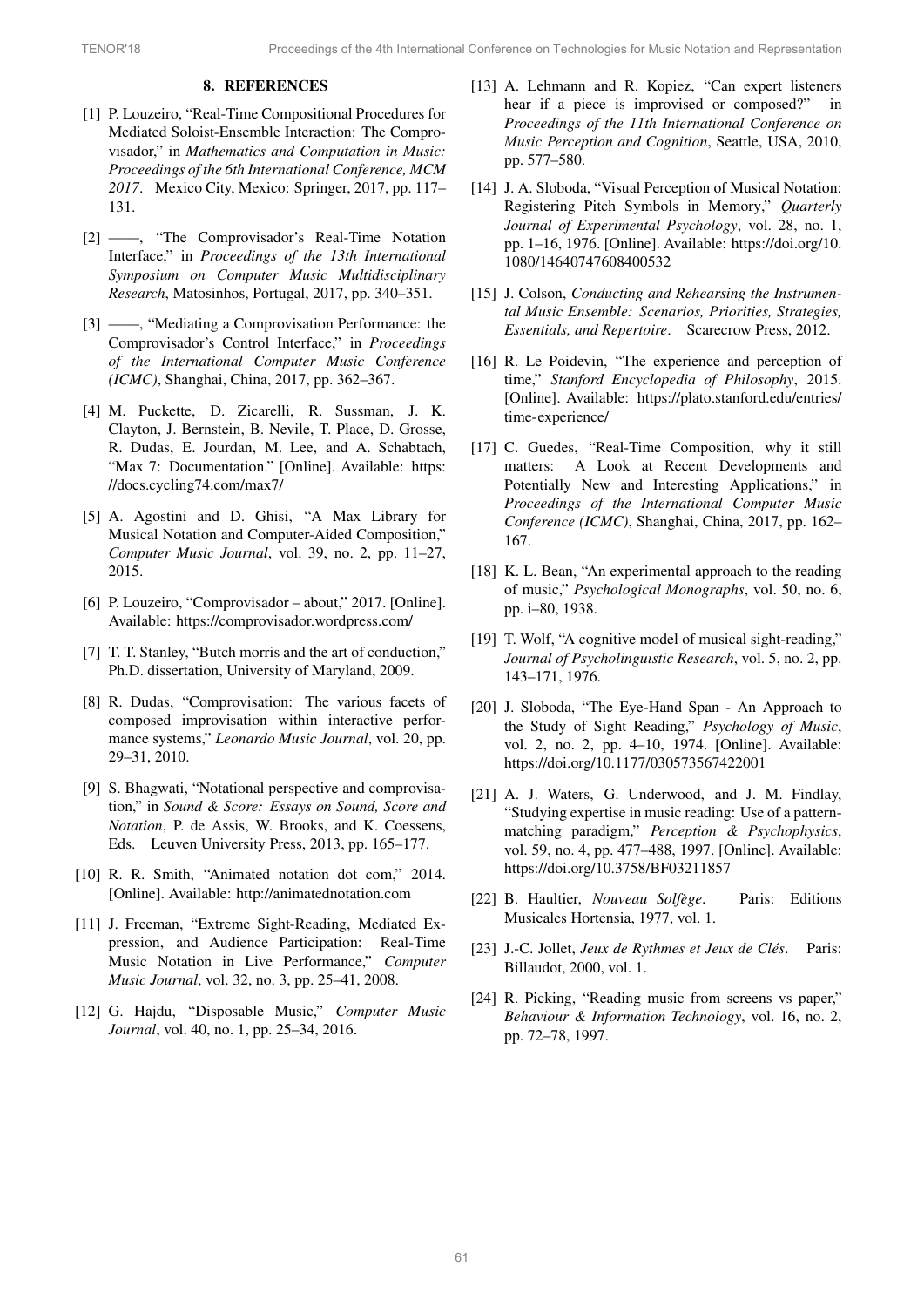## 8. REFERENCES

[1] P. Louzeiro, "Real-Time Compositional Procedures for Mediated Soloist-Ensemble Interaction: The Comprovisador," in *Mathematics and Computation in Music: Proceedings of the 6th International Conference, MCM 2017*. Mexico City, Mexico: Springer, 2017, pp. 117–131.

[2] ——, "The Comprovisador's Real-Time Notation Interface," in *Proceedings of the 13th International Symposium on Computer Music Multidisciplinary Research*, Matosinhos, Portugal, 2017, pp. 340–351.

[3] ——, "Mediating a Comprovisation Performance: the Comprovisador's Control Interface," in *Proceedings of the International Computer Music Conference (ICMC)*, Shanghai, China, 2017, pp. 362–367.

[4] M. Puckette, D. Zicarelli, R. Sussman, J. K. Clayton, J. Bernstein, B. Nevile, T. Place, D. Grosse, R. Dudas, E. Jourdan, M. Lee, and A. Schabtach, "Max 7: Documentation." [Online]. Available: https://docs.cycling74.com/max7/

[5] A. Agostini and D. Ghisi, "A Max Library for Musical Notation and Computer-Aided Composition," *Computer Music Journal*, vol. 39, no. 2, pp. 11–27, 2015.

[6] P. Louzeiro, "Comprovisador – about," 2017. [Online]. Available: https://comprovisador.wordpress.com/

[7] T. T. Stanley, "Butch morris and the art of conduction," Ph.D. dissertation, University of Maryland, 2009.

[8] R. Dudas, "Comprovisation: The various facets of composed improvisation within interactive performance systems," *Leonardo Music Journal*, vol. 20, pp. 29–31, 2010.

[9] S. Bhagwati, "Notational perspective and comprovisation," in *Sound & Score: Essays on Sound, Score and Notation*, P. de Assis, W. Brooks, and K. Coessens, Eds. Leuven University Press, 2013, pp. 165–177.

[10] R. R. Smith, "Animated notation dot com," 2014. [Online]. Available: http://animatednotation.com

[11] J. Freeman, "Extreme Sight-Reading, Mediated Expression, and Audience Participation: Real-Time Music Notation in Live Performance," *Computer Music Journal*, vol. 32, no. 3, pp. 25–41, 2008.

[12] G. Hajdu, "Disposable Music," *Computer Music Journal*, vol. 40, no. 1, pp. 25–34, 2016.

[13] A. Lehmann and R. Kopiez, "Can expert listeners hear if a piece is improvised or composed?" in *Proceedings of the 11th International Conference on Music Perception and Cognition*, Seattle, USA, 2010, pp. 577–580.

[14] J. A. Sloboda, "Visual Perception of Musical Notation: Registering Pitch Symbols in Memory," *Quarterly Journal of Experimental Psychology*, vol. 28, no. 1, pp. 1–16, 1976. [Online]. Available: https://doi.org/10.1080/14640747608400532

[15] J. Colson, *Conducting and Rehearsing the Instrumental Music Ensemble: Scenarios, Priorities, Strategies, Essentials, and Repertoire*. Scarecrow Press, 2012.

[16] R. Le Poidevin, "The experience and perception of time," *Stanford Encyclopedia of Philosophy*, 2015. [Online]. Available: https://plato.stanford.edu/entries/time-experience/

[17] C. Guedes, "Real-Time Composition, why it still matters: A Look at Recent Developments and Potentially New and Interesting Applications," in *Proceedings of the International Computer Music Conference (ICMC)*, Shanghai, China, 2017, pp. 162–167.

[18] K. L. Bean, "An experimental approach to the reading of music," *Psychological Monographs*, vol. 50, no. 6, pp. i–80, 1938.

[19] T. Wolf, "A cognitive model of musical sight-reading," *Journal of Psycholinguistic Research*, vol. 5, no. 2, pp. 143–171, 1976.

[20] J. Sloboda, "The Eye-Hand Span - An Approach to the Study of Sight Reading," *Psychology of Music*, vol. 2, no. 2, pp. 4–10, 1974. [Online]. Available: https://doi.org/10.1177/030573567422001

[21] A. J. Waters, G. Underwood, and J. M. Findlay, "Studying expertise in music reading: Use of a pattern-matching paradigm," *Perception & Psychophysics*, vol. 59, no. 4, pp. 477–488, 1997. [Online]. Available: https://doi.org/10.3758/BF03211857

[22] B. Haultier, *Nouveau Solfège*. Paris: Editions Musicales Hortensia, 1977, vol. 1.

[23] J.-C. Jollet, *Jeux de Rythmes et Jeux de Clés*. Paris: Billaudot, 2000, vol. 1.

[24] R. Picking, "Reading music from screens vs paper," *Behaviour & Information Technology*, vol. 16, no. 2, pp. 72–78, 1997.